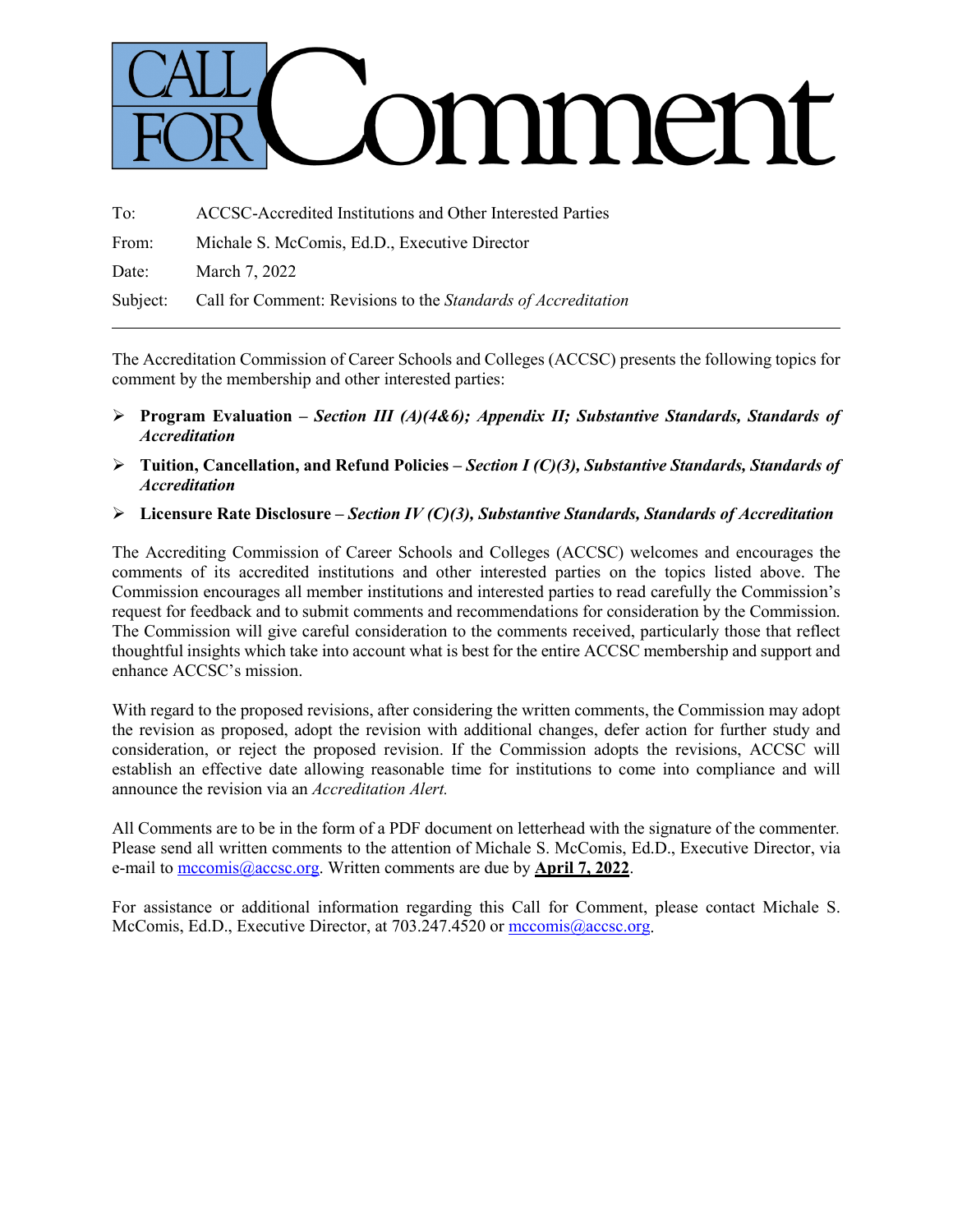# CALL FOR Comment

| | |
|---|---|
| To: | ACCSC-Accredited Institutions and Other Interested Parties |
| From: | Michale S. McComis, Ed.D., Executive Director |
| Date: | March 7, 2022 |
| Subject: | Call for Comment: Revisions to the *Standards of Accreditation* |

---

The Accreditation Commission of Career Schools and Colleges (ACCSC) presents the following topics for comment by the membership and other interested parties:

- **Program Evaluation –** ***Section III (A)(4&6); Appendix II; Substantive Standards, Standards of Accreditation***
- **Tuition, Cancellation, and Refund Policies –** ***Section I (C)(3), Substantive Standards, Standards of Accreditation***
- **Licensure Rate Disclosure –** ***Section IV (C)(3), Substantive Standards, Standards of Accreditation***

The Accrediting Commission of Career Schools and Colleges (ACCSC) welcomes and encourages the comments of its accredited institutions and other interested parties on the topics listed above. The Commission encourages all member institutions and interested parties to read carefully the Commission's request for feedback and to submit comments and recommendations for consideration by the Commission. The Commission will give careful consideration to the comments received, particularly those that reflect thoughtful insights which take into account what is best for the entire ACCSC membership and support and enhance ACCSC's mission.

With regard to the proposed revisions, after considering the written comments, the Commission may adopt the revision as proposed, adopt the revision with additional changes, defer action for further study and consideration, or reject the proposed revision. If the Commission adopts the revisions, ACCSC will establish an effective date allowing reasonable time for institutions to come into compliance and will announce the revision via an *Accreditation Alert.*

All Comments are to be in the form of a PDF document on letterhead with the signature of the commenter. Please send all written comments to the attention of Michale S. McComis, Ed.D., Executive Director, via e-mail to mccomis@accsc.org. Written comments are due by **April 7, 2022**.

For assistance or additional information regarding this Call for Comment, please contact Michale S. McComis, Ed.D., Executive Director, at 703.247.4520 or mccomis@accsc.org.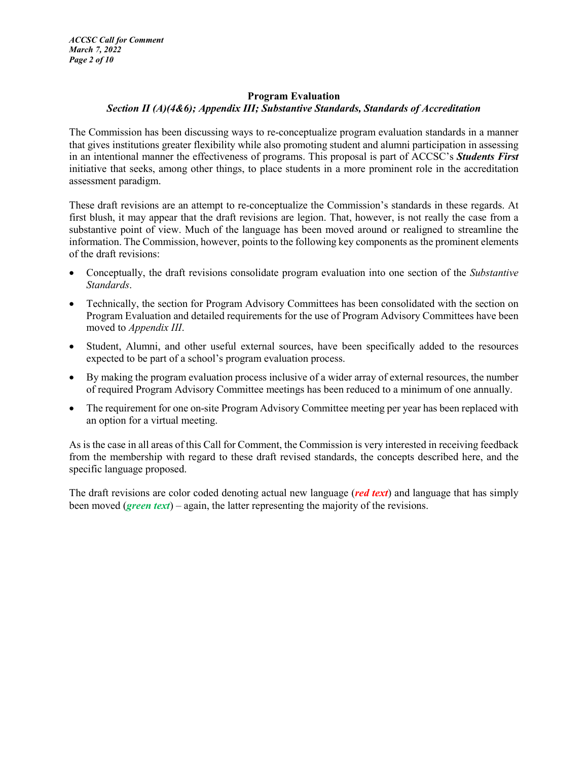## Program Evaluation

### *Section II (A)(4&6); Appendix III; Substantive Standards, Standards of Accreditation*

The Commission has been discussing ways to re-conceptualize program evaluation standards in a manner that gives institutions greater flexibility while also promoting student and alumni participation in assessing in an intentional manner the effectiveness of programs. This proposal is part of ACCSC's ***Students First*** initiative that seeks, among other things, to place students in a more prominent role in the accreditation assessment paradigm.

These draft revisions are an attempt to re-conceptualize the Commission's standards in these regards. At first blush, it may appear that the draft revisions are legion. That, however, is not really the case from a substantive point of view. Much of the language has been moved around or realigned to streamline the information. The Commission, however, points to the following key components as the prominent elements of the draft revisions:

- Conceptually, the draft revisions consolidate program evaluation into one section of the *Substantive Standards*.
- Technically, the section for Program Advisory Committees has been consolidated with the section on Program Evaluation and detailed requirements for the use of Program Advisory Committees have been moved to *Appendix III*.
- Student, Alumni, and other useful external sources, have been specifically added to the resources expected to be part of a school's program evaluation process.
- By making the program evaluation process inclusive of a wider array of external resources, the number of required Program Advisory Committee meetings has been reduced to a minimum of one annually.
- The requirement for one on-site Program Advisory Committee meeting per year has been replaced with an option for a virtual meeting.

As is the case in all areas of this Call for Comment, the Commission is very interested in receiving feedback from the membership with regard to these draft revised standards, the concepts described here, and the specific language proposed.

The draft revisions are color coded denoting actual new language (***red text***) and language that has simply been moved (***green text***) – again, the latter representing the majority of the revisions.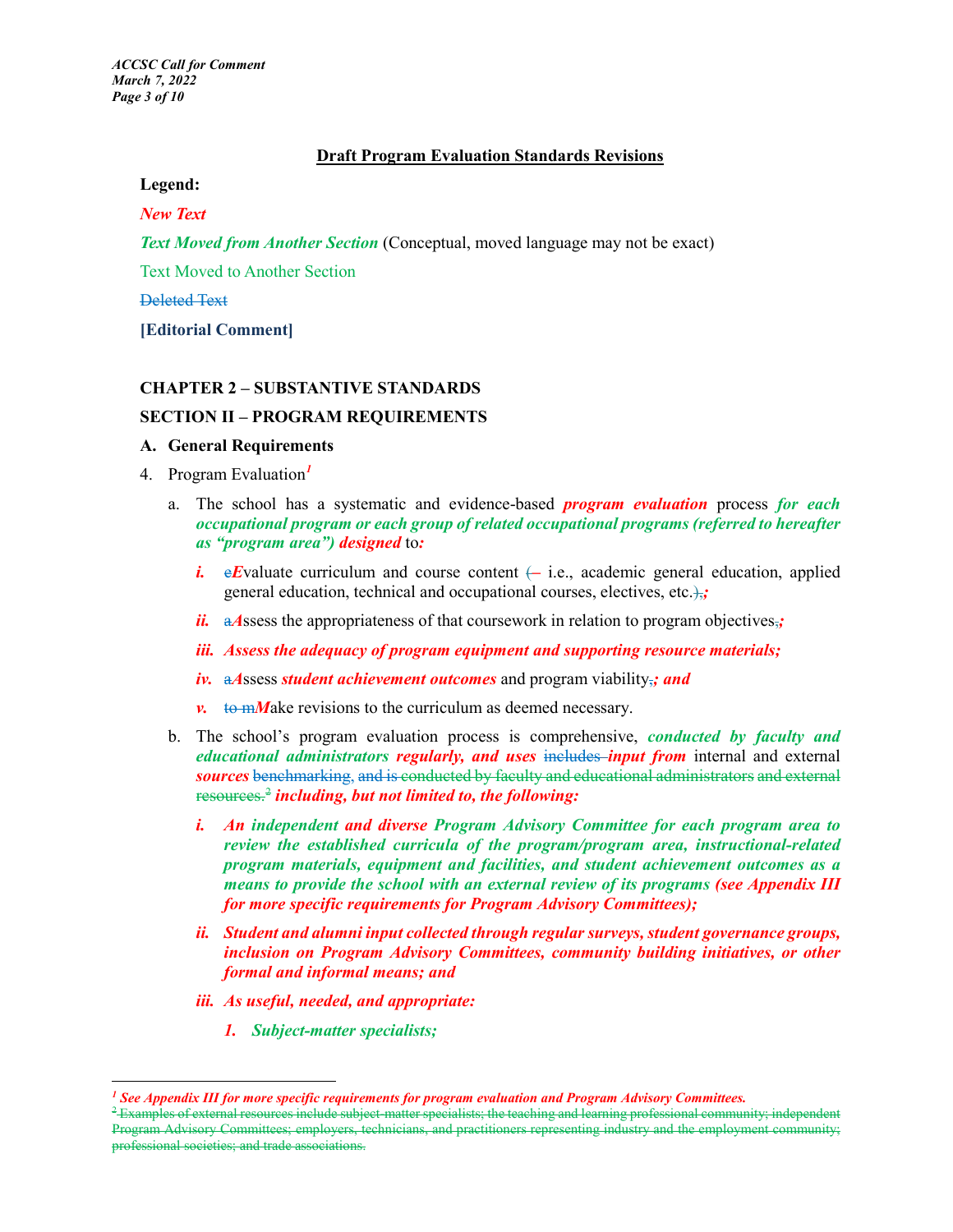## Draft Program Evaluation Standards Revisions

**Legend:**

***New Text***

***Text Moved from Another Section*** (Conceptual, moved language may not be exact)

Text Moved to Another Section

~~Deleted Text~~

**[Editorial Comment]**

### CHAPTER 2 – SUBSTANTIVE STANDARDS

### SECTION II – PROGRAM REQUIREMENTS

#### A. General Requirements

4. Program Evaluation[1]

   a. The school has a systematic and evidence-based ***program evaluation*** process ***for each occupational program or each group of related occupational programs (referred to hereafter as "program area") designed*** to***:***

      ***i.*** ~~e~~***E***valuate curriculum and course content ~~(–~~ i.e., academic general education, applied general education, technical and occupational courses, electives, etc.~~),~~***;***

      ***ii.*** ~~a~~***A***ssess the appropriateness of that coursework in relation to program objectives~~,~~***;***

      ***iii. Assess the adequacy of program equipment and supporting resource materials;***

      ***iv.*** ~~a~~***A***ssess ***student achievement outcomes*** and program viability~~,~~***; and***

      ***v.*** ~~to m~~***M***ake revisions to the curriculum as deemed necessary.

   b. The school's program evaluation process is comprehensive, ***conducted by faculty and educational administrators regularly, and uses*** ~~includes~~ ***input from*** internal and external ***sources*** ~~benchmarking, and is conducted by faculty and educational administrators and external resources.~~[2] ***including, but not limited to, the following:***

      ***i. An independent and diverse Program Advisory Committee for each program area to review the established curricula of the program/program area, instructional-related program materials, equipment and facilities, and student achievement outcomes as a means to provide the school with an external review of its programs (see Appendix III for more specific requirements for Program Advisory Committees);***

      ***ii. Student and alumni input collected through regular surveys, student governance groups, inclusion on Program Advisory Committees, community building initiatives, or other formal and informal means; and***

      ***iii. As useful, needed, and appropriate:***

         ***1. Subject-matter specialists;***

---

[1] ***See Appendix III for more specific requirements for program evaluation and Program Advisory Committees.***

~~[2] Examples of external resources include subject-matter specialists; the teaching and learning professional community; independent Program Advisory Committees; employers, technicians, and practitioners representing industry and the employment community; professional societies; and trade associations.~~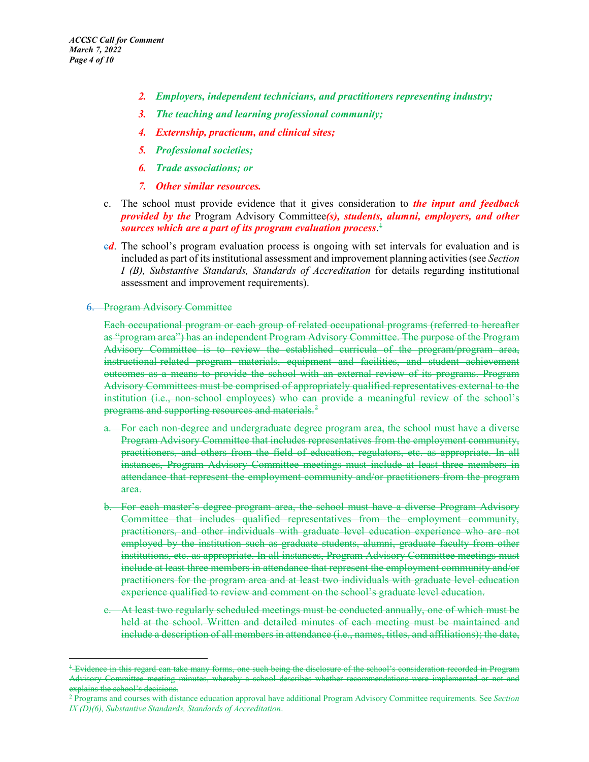2. ***Employers, independent technicians, and practitioners representing industry;***
3. ***The teaching and learning professional community;***
4. ***Externship, practicum, and clinical sites;***
5. ***Professional societies;***
6. ***Trade associations; or***
7. ***Other similar resources.***

c. The school must provide evidence that it gives consideration to ***the input and feedback provided by the*** Program Advisory Committee***(s), students, alumni, employers, and other sources which are a part of its program evaluation process***.~~[1]~~

~~c~~***d***. The school's program evaluation process is ongoing with set intervals for evaluation and is included as part of its institutional assessment and improvement planning activities (see *Section I (B), Substantive Standards, Standards of Accreditation* for details regarding institutional assessment and improvement requirements).

~~6. Program Advisory Committee~~

~~Each occupational program or each group of related occupational programs (referred to hereafter as "program area") has an independent Program Advisory Committee. The purpose of the Program Advisory Committee is to review the established curricula of the program/program area, instructional-related program materials, equipment and facilities, and student achievement outcomes as a means to provide the school with an external review of its programs. Program Advisory Committees must be comprised of appropriately qualified representatives external to the institution (i.e., non-school employees) who can provide a meaningful review of the school's programs and supporting resources and materials.[2]~~

~~a. For each non-degree and undergraduate degree program area, the school must have a diverse Program Advisory Committee that includes representatives from the employment community, practitioners, and others from the field of education, regulators, etc. as appropriate. In all instances, Program Advisory Committee meetings must include at least three members in attendance that represent the employment community and/or practitioners from the program area.~~

~~b. For each master's degree program area, the school must have a diverse Program Advisory Committee that includes qualified representatives from the employment community, practitioners, and other individuals with graduate level education experience who are not employed by the institution such as graduate students, alumni, graduate faculty from other institutions, etc. as appropriate. In all instances, Program Advisory Committee meetings must include at least three members in attendance that represent the employment community and/or practitioners for the program area and at least two individuals with graduate level education experience qualified to review and comment on the school's graduate level education.~~

~~c. At least two regularly scheduled meetings must be conducted annually, one of which must be held at the school. Written and detailed minutes of each meeting must be maintained and include a description of all members in attendance (i.e., names, titles, and affiliations); the date,~~

---

~~[1] Evidence in this regard can take many forms, one such being the disclosure of the school's consideration recorded in Program Advisory Committee meeting minutes, whereby a school describes whether recommendations were implemented or not and explains the school's decisions.~~

[2] Programs and courses with distance education approval have additional Program Advisory Committee requirements. See *Section IX (D)(6), Substantive Standards, Standards of Accreditation*.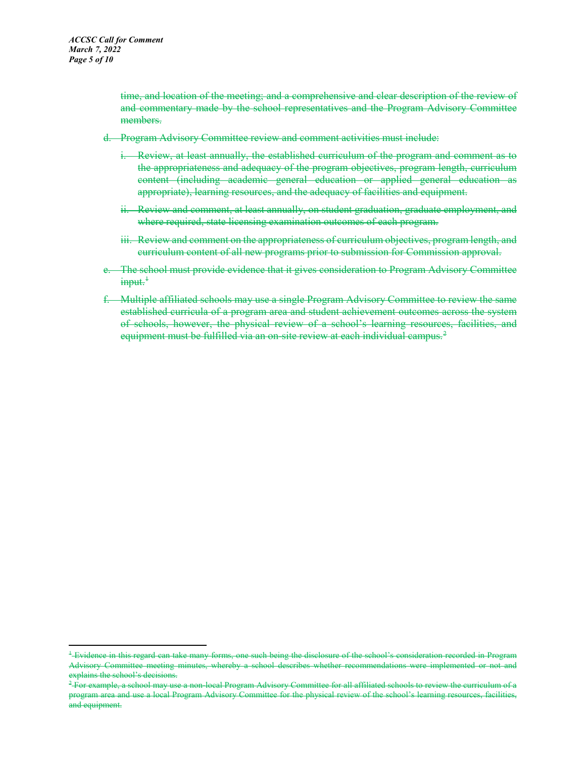~~time, and location of the meeting; and a comprehensive and clear description of the review of and commentary made by the school representatives and the Program Advisory Committee members.~~

d. ~~Program Advisory Committee review and comment activities must include:~~

   i. ~~Review, at least annually, the established curriculum of the program and comment as to the appropriateness and adequacy of the program objectives, program length, curriculum content (including academic general education or applied general education as appropriate), learning resources, and the adequacy of facilities and equipment.~~

   ii. ~~Review and comment, at least annually, on student graduation, graduate employment, and where required, state licensing examination outcomes of each program.~~

   iii. ~~Review and comment on the appropriateness of curriculum objectives, program length, and curriculum content of all new programs prior to submission for Commission approval.~~

e. ~~The school must provide evidence that it gives consideration to Program Advisory Committee input.~~[1]

f. ~~Multiple affiliated schools may use a single Program Advisory Committee to review the same established curricula of a program area and student achievement outcomes across the system of schools, however, the physical review of a school's learning resources, facilities, and equipment must be fulfilled via an on-site review at each individual campus.~~[2]

---

[1] ~~Evidence in this regard can take many forms, one such being the disclosure of the school's consideration recorded in Program Advisory Committee meeting minutes, whereby a school describes whether recommendations were implemented or not and explains the school's decisions.~~

[2] ~~For example, a school may use a non-local Program Advisory Committee for all affiliated schools to review the curriculum of a program area and use a local Program Advisory Committee for the physical review of the school's learning resources, facilities, and equipment.~~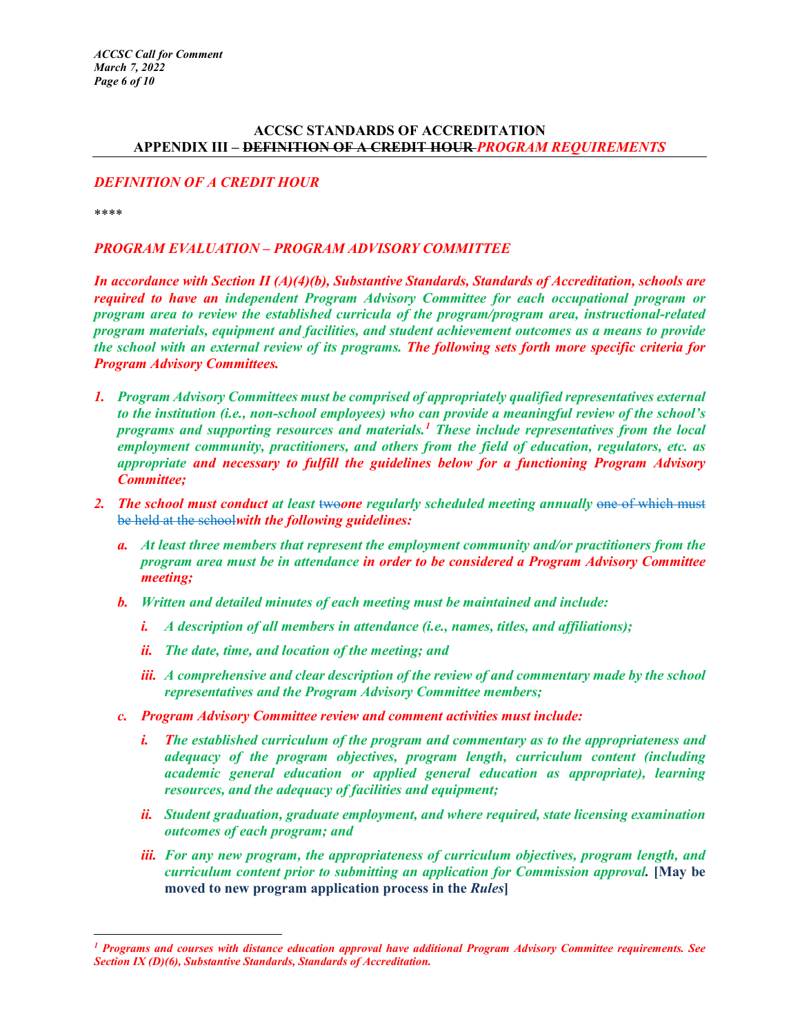## ACCSC STANDARDS OF ACCREDITATION
## APPENDIX III – ~~DEFINITION OF A CREDIT HOUR~~ *PROGRAM REQUIREMENTS*

### *DEFINITION OF A CREDIT HOUR*

\*\*\*\*

### *PROGRAM EVALUATION – PROGRAM ADVISORY COMMITTEE*

***In accordance with Section II (A)(4)(b), Substantive Standards, Standards of Accreditation, schools are required to have an independent Program Advisory Committee for each occupational program or program area to review the established curricula of the program/program area, instructional-related program materials, equipment and facilities, and student achievement outcomes as a means to provide the school with an external review of its programs. The following sets forth more specific criteria for Program Advisory Committees.***

1. ***Program Advisory Committees must be comprised of appropriately qualified representatives external to the institution (i.e., non-school employees) who can provide a meaningful review of the school's programs and supporting resources and materials.[1] These include representatives from the local employment community, practitioners, and others from the field of education, regulators, etc. as appropriate and necessary to fulfill the guidelines below for a functioning Program Advisory Committee;***
2. ***The school must conduct at least*** ~~two~~***one regularly scheduled meeting annually*** ~~one of which must be held at the school~~***with the following guidelines:***
   a. ***At least three members that represent the employment community and/or practitioners from the program area must be in attendance in order to be considered a Program Advisory Committee meeting;***
   b. ***Written and detailed minutes of each meeting must be maintained and include:***
      i. ***A description of all members in attendance (i.e., names, titles, and affiliations);***
      ii. ***The date, time, and location of the meeting; and***
      iii. ***A comprehensive and clear description of the review of and commentary made by the school representatives and the Program Advisory Committee members;***
   c. ***Program Advisory Committee review and comment activities must include:***
      i. ***The established curriculum of the program and commentary as to the appropriateness and adequacy of the program objectives, program length, curriculum content (including academic general education or applied general education as appropriate), learning resources, and the adequacy of facilities and equipment;***
      ii. ***Student graduation, graduate employment, and where required, state licensing examination outcomes of each program; and***
      iii. ***For any new program, the appropriateness of curriculum objectives, program length, and curriculum content prior to submitting an application for Commission approval.*** **[May be moved to new program application process in the *Rules*]**

---

***[1] Programs and courses with distance education approval have additional Program Advisory Committee requirements. See Section IX (D)(6), Substantive Standards, Standards of Accreditation.***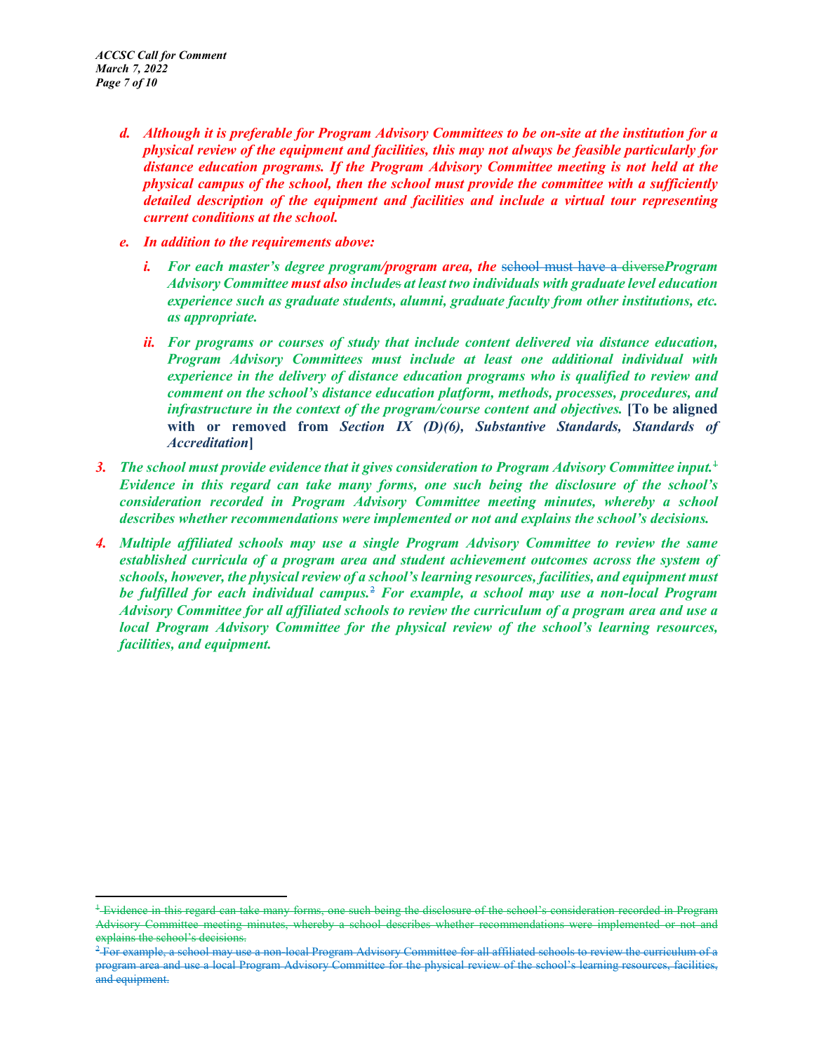*d. Although it is preferable for Program Advisory Committees to be on-site at the institution for a physical review of the equipment and facilities, this may not always be feasible particularly for distance education programs. If the Program Advisory Committee meeting is not held at the physical campus of the school, then the school must provide the committee with a sufficiently detailed description of the equipment and facilities and include a virtual tour representing current conditions at the school.*

*e. In addition to the requirements above:*

*i. For each master's degree program/program area, the* ~~school must have a diverse~~ ***Program Advisory Committee must also includes at least two individuals with graduate level education experience such as graduate students, alumni, graduate faculty from other institutions, etc. as appropriate.***

***ii. For programs or courses of study that include content delivered via distance education, Program Advisory Committees must include at least one additional individual with experience in the delivery of distance education programs who is qualified to review and comment on the school's distance education platform, methods, processes, procedures, and infrastructure in the context of the program/course content and objectives.*** **[To be aligned with or removed from *Section IX (D)(6), Substantive Standards, Standards of Accreditation*]**

***3. The school must provide evidence that it gives consideration to Program Advisory Committee input.*** ~~[1]~~ ***Evidence in this regard can take many forms, one such being the disclosure of the school's consideration recorded in Program Advisory Committee meeting minutes, whereby a school describes whether recommendations were implemented or not and explains the school's decisions.***

***4. Multiple affiliated schools may use a single Program Advisory Committee to review the same established curricula of a program area and student achievement outcomes across the system of schools, however, the physical review of a school's learning resources, facilities, and equipment must be fulfilled for each individual campus.*** ~~[2]~~ ***For example, a school may use a non-local Program Advisory Committee for all affiliated schools to review the curriculum of a program area and use a local Program Advisory Committee for the physical review of the school's learning resources, facilities, and equipment.***

---

~~[1] Evidence in this regard can take many forms, one such being the disclosure of the school's consideration recorded in Program Advisory Committee meeting minutes, whereby a school describes whether recommendations were implemented or not and explains the school's decisions.~~

~~[2] For example, a school may use a non-local Program Advisory Committee for all affiliated schools to review the curriculum of a program area and use a local Program Advisory Committee for the physical review of the school's learning resources, facilities, and equipment.~~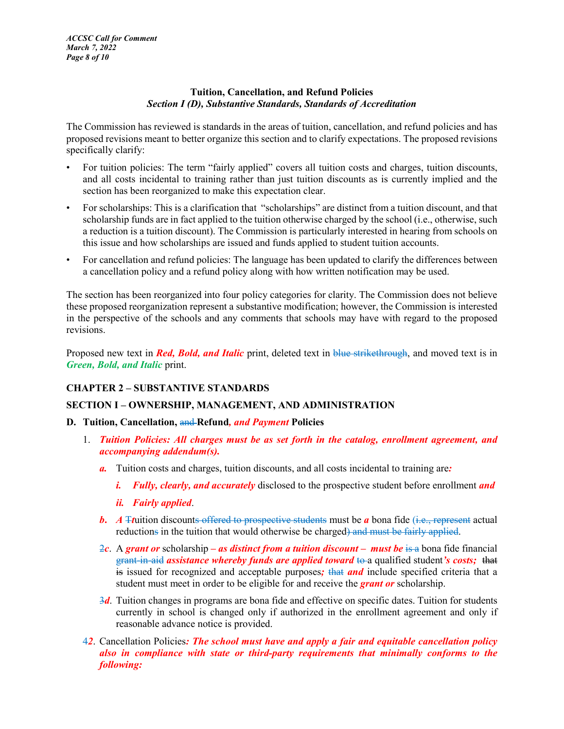**Tuition, Cancellation, and Refund Policies**
*Section I (D), Substantive Standards, Standards of Accreditation*

The Commission has reviewed is standards in the areas of tuition, cancellation, and refund policies and has proposed revisions meant to better organize this section and to clarify expectations. The proposed revisions specifically clarify:

- For tuition policies: The term "fairly applied" covers all tuition costs and charges, tuition discounts, and all costs incidental to training rather than just tuition discounts as is currently implied and the section has been reorganized to make this expectation clear.
- For scholarships: This is a clarification that "scholarships" are distinct from a tuition discount, and that scholarship funds are in fact applied to the tuition otherwise charged by the school (i.e., otherwise, such a reduction is a tuition discount). The Commission is particularly interested in hearing from schools on this issue and how scholarships are issued and funds applied to student tuition accounts.
- For cancellation and refund policies: The language has been updated to clarify the differences between a cancellation policy and a refund policy along with how written notification may be used.

The section has been reorganized into four policy categories for clarity. The Commission does not believe these proposed reorganization represent a substantive modification; however, the Commission is interested in the perspective of the schools and any comments that schools may have with regard to the proposed revisions.

Proposed new text in ***Red, Bold, and Italic*** print, deleted text in ~~blue strikethrough~~, and moved text is in ***Green, Bold, and Italic*** print.

**CHAPTER 2 – SUBSTANTIVE STANDARDS**

**SECTION I – OWNERSHIP, MANAGEMENT, AND ADMINISTRATION**

**D. Tuition, Cancellation, ~~and~~ Refund*, and Payment* Policies**

1. ***Tuition Policies: All charges must be as set forth in the catalog, enrollment agreement, and accompanying addendum(s).***
   ***a.*** Tuition costs and charges, tuition discounts, and all costs incidental to training are***:***
      ***i. Fully, clearly, and accurately*** disclosed to the prospective student before enrollment ***and***
      ***ii. Fairly applied***.
   ***b.*** ***A*** ~~T~~***t***uition discount~~s offered to prospective students~~ must be ***a*** bona fide ~~(i.e., represent~~ actual reduction~~s~~ in the tuition that would otherwise be charged~~) and must be fairly applied~~.
   ~~2~~***c***. A ***grant or*** scholarship ***– as distinct from a tuition discount – must be*** ~~is a~~ bona fide financial ~~grant-in-aid~~ ***assistance whereby funds are applied toward*** ~~to~~ a qualified student***'s costs;*** ~~that is~~ issued for recognized and acceptable purposes***;*** ~~that~~ ***and*** include specified criteria that a student must meet in order to be eligible for and receive the ***grant or*** scholarship.
   ~~3~~***d***. Tuition changes in programs are bona fide and effective on specific dates. Tuition for students currently in school is changed only if authorized in the enrollment agreement and only if reasonable advance notice is provided.
~~4~~***2***. Cancellation Policies***: The school must have and apply a fair and equitable cancellation policy also in compliance with state or third-party requirements that minimally conforms to the following:***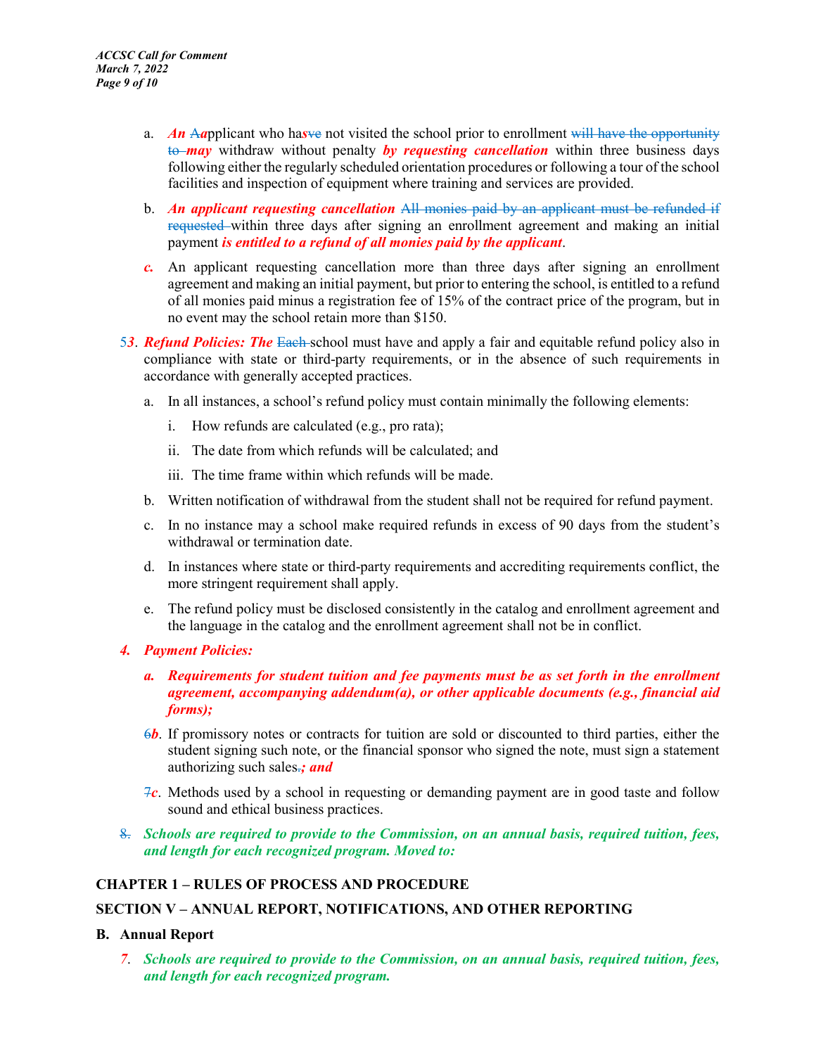a. ***An*** ~~A~~***a***pplicant who ha***s***~~ve~~ not visited the school prior to enrollment ~~will have the opportunity to~~ ***may*** withdraw without penalty ***by requesting cancellation*** within three business days following either the regularly scheduled orientation procedures or following a tour of the school facilities and inspection of equipment where training and services are provided.

b. ***An applicant requesting cancellation*** ~~All monies paid by an applicant must be refunded if requested~~ within three days after signing an enrollment agreement and making an initial payment ***is entitled to a refund of all monies paid by the applicant***.

***c.*** An applicant requesting cancellation more than three days after signing an enrollment agreement and making an initial payment, but prior to entering the school, is entitled to a refund of all monies paid minus a registration fee of 15% of the contract price of the program, but in no event may the school retain more than $150.

~~5~~***3***. ***Refund Policies: The*** ~~Each~~ school must have and apply a fair and equitable refund policy also in compliance with state or third-party requirements, or in the absence of such requirements in accordance with generally accepted practices.

a. In all instances, a school's refund policy must contain minimally the following elements:

   i. How refunds are calculated (e.g., pro rata);

   ii. The date from which refunds will be calculated; and

   iii. The time frame within which refunds will be made.

b. Written notification of withdrawal from the student shall not be required for refund payment.

c. In no instance may a school make required refunds in excess of 90 days from the student's withdrawal or termination date.

d. In instances where state or third-party requirements and accrediting requirements conflict, the more stringent requirement shall apply.

e. The refund policy must be disclosed consistently in the catalog and enrollment agreement and the language in the catalog and the enrollment agreement shall not be in conflict.

***4. Payment Policies:***

***a. Requirements for student tuition and fee payments must be as set forth in the enrollment agreement, accompanying addendum(a), or other applicable documents (e.g., financial aid forms);***

~~6~~***b***. If promissory notes or contracts for tuition are sold or discounted to third parties, either the student signing such note, or the financial sponsor who signed the note, must sign a statement authorizing such sales~~.~~***; and***

~~7~~***c***. Methods used by a school in requesting or demanding payment are in good taste and follow sound and ethical business practices.

~~8.~~ ***Schools are required to provide to the Commission, on an annual basis, required tuition, fees, and length for each recognized program. Moved to:***

**CHAPTER 1 – RULES OF PROCESS AND PROCEDURE**

**SECTION V – ANNUAL REPORT, NOTIFICATIONS, AND OTHER REPORTING**

**B. Annual Report**

***7. Schools are required to provide to the Commission, on an annual basis, required tuition, fees, and length for each recognized program.***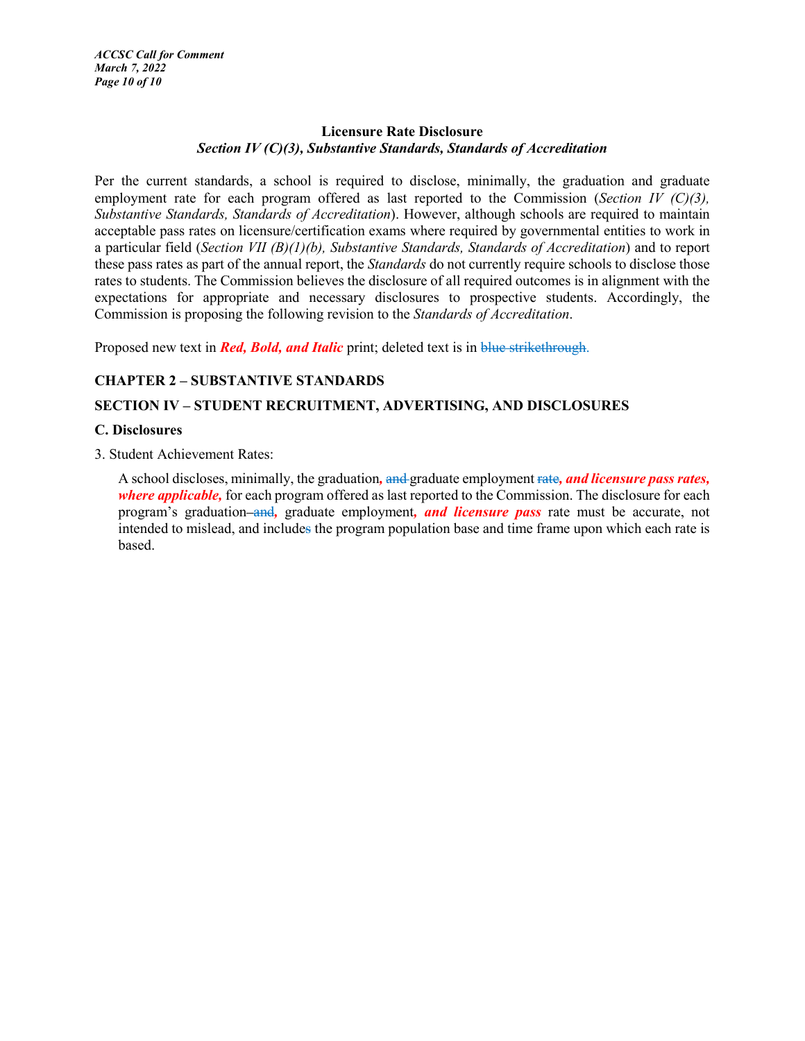### Licensure Rate Disclosure

*Section IV (C)(3), Substantive Standards, Standards of Accreditation*

Per the current standards, a school is required to disclose, minimally, the graduation and graduate employment rate for each program offered as last reported to the Commission (*Section IV (C)(3), Substantive Standards, Standards of Accreditation*). However, although schools are required to maintain acceptable pass rates on licensure/certification exams where required by governmental entities to work in a particular field (*Section VII (B)(1)(b), Substantive Standards, Standards of Accreditation*) and to report these pass rates as part of the annual report, the *Standards* do not currently require schools to disclose those rates to students. The Commission believes the disclosure of all required outcomes is in alignment with the expectations for appropriate and necessary disclosures to prospective students. Accordingly, the Commission is proposing the following revision to the *Standards of Accreditation*.

Proposed new text in ***Red, Bold, and Italic*** print; deleted text is in ~~blue strikethrough~~.

**CHAPTER 2 – SUBSTANTIVE STANDARDS**

**SECTION IV – STUDENT RECRUITMENT, ADVERTISING, AND DISCLOSURES**

**C. Disclosures**

3. Student Achievement Rates:

   A school discloses, minimally, the graduation***,*** ~~and~~ graduate employment ~~rate~~***, and licensure pass rates, where applicable,*** for each program offered as last reported to the Commission. The disclosure for each program's graduation ~~and~~***,*** graduate employment***, and licensure pass*** rate must be accurate, not intended to mislead, and include~~s~~ the program population base and time frame upon which each rate is based.